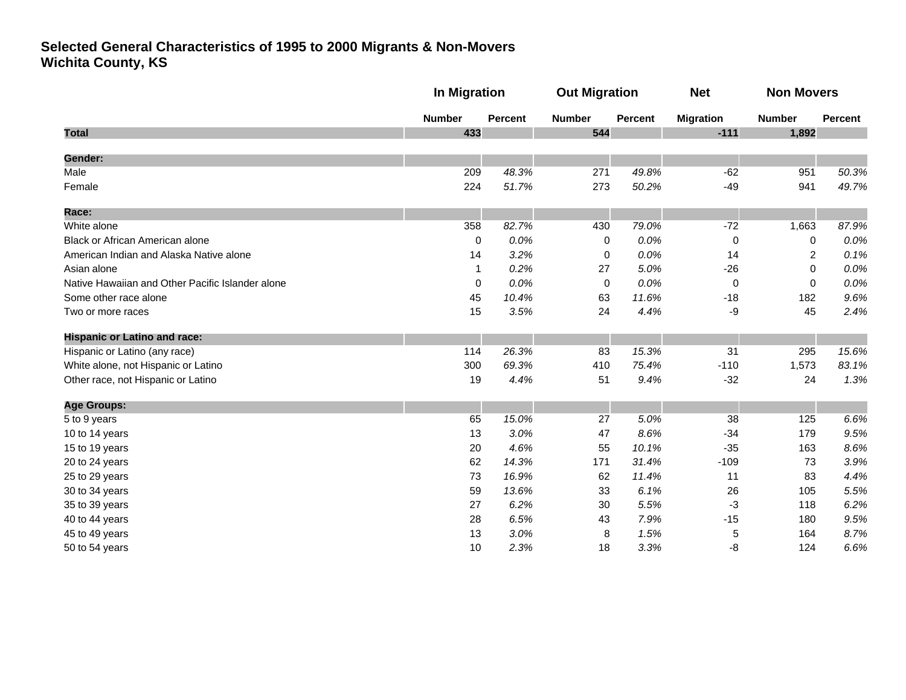# Selected General Characteristics of 1995 to 2000 Migrants & Non-Movers
## Wichita County, KS

| | In Migration | | Out Migration | | Net | Non Movers | |
|---|---|---|---|---|---|---|---|
| | Number | Percent | Number | Percent | Migration | Number | Percent |
| **Total** | **433** | | **544** | | **-111** | **1,892** | |
| **Gender:** | | | | | | | |
| Male | 209 | *48.3%* | 271 | *49.8%* | -62 | 951 | *50.3%* |
| Female | 224 | *51.7%* | 273 | *50.2%* | -49 | 941 | *49.7%* |
| **Race:** | | | | | | | |
| White alone | 358 | *82.7%* | 430 | *79.0%* | -72 | 1,663 | *87.9%* |
| Black or African American alone | 0 | *0.0%* | 0 | *0.0%* | 0 | 0 | *0.0%* |
| American Indian and Alaska Native alone | 14 | *3.2%* | 0 | *0.0%* | 14 | 2 | *0.1%* |
| Asian alone | 1 | *0.2%* | 27 | *5.0%* | -26 | 0 | *0.0%* |
| Native Hawaiian and Other Pacific Islander alone | 0 | *0.0%* | 0 | *0.0%* | 0 | 0 | *0.0%* |
| Some other race alone | 45 | *10.4%* | 63 | *11.6%* | -18 | 182 | *9.6%* |
| Two or more races | 15 | *3.5%* | 24 | *4.4%* | -9 | 45 | *2.4%* |
| **Hispanic or Latino and race:** | | | | | | | |
| Hispanic or Latino (any race) | 114 | *26.3%* | 83 | *15.3%* | 31 | 295 | *15.6%* |
| White alone, not Hispanic or Latino | 300 | *69.3%* | 410 | *75.4%* | -110 | 1,573 | *83.1%* |
| Other race, not Hispanic or Latino | 19 | *4.4%* | 51 | *9.4%* | -32 | 24 | *1.3%* |
| **Age Groups:** | | | | | | | |
| 5 to 9 years | 65 | *15.0%* | 27 | *5.0%* | 38 | 125 | *6.6%* |
| 10 to 14 years | 13 | *3.0%* | 47 | *8.6%* | -34 | 179 | *9.5%* |
| 15 to 19 years | 20 | *4.6%* | 55 | *10.1%* | -35 | 163 | *8.6%* |
| 20 to 24 years | 62 | *14.3%* | 171 | *31.4%* | -109 | 73 | *3.9%* |
| 25 to 29 years | 73 | *16.9%* | 62 | *11.4%* | 11 | 83 | *4.4%* |
| 30 to 34 years | 59 | *13.6%* | 33 | *6.1%* | 26 | 105 | *5.5%* |
| 35 to 39 years | 27 | *6.2%* | 30 | *5.5%* | -3 | 118 | *6.2%* |
| 40 to 44 years | 28 | *6.5%* | 43 | *7.9%* | -15 | 180 | *9.5%* |
| 45 to 49 years | 13 | *3.0%* | 8 | *1.5%* | 5 | 164 | *8.7%* |
| 50 to 54 years | 10 | *2.3%* | 18 | *3.3%* | -8 | 124 | *6.6%* |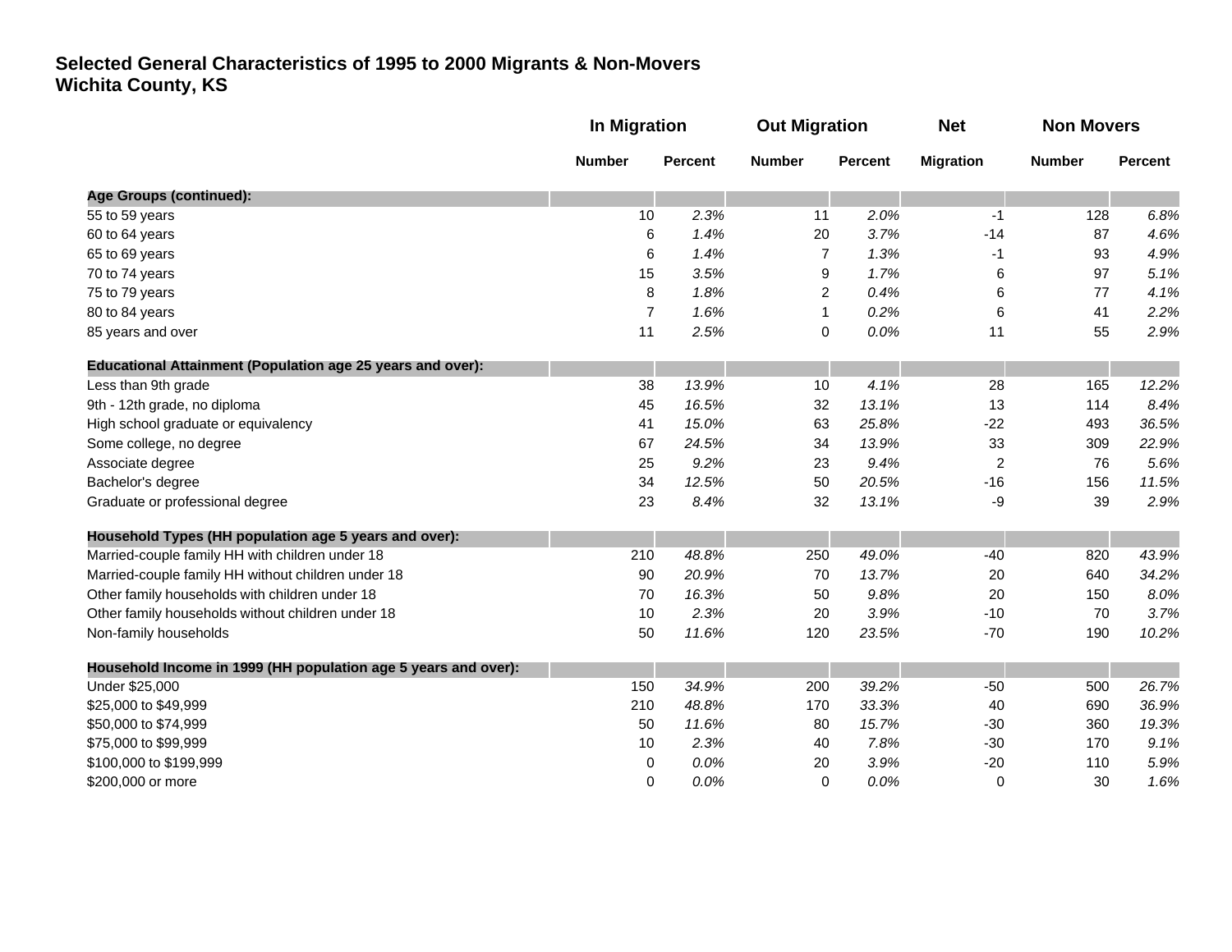## Selected General Characteristics of 1995 to 2000 Migrants & Non-Movers
## Wichita County, KS

| | In Migration | | Out Migration | | Net | Non Movers | |
|---|---|---|---|---|---|---|---|
| | Number | Percent | Number | Percent | Migration | Number | Percent |
| **Age Groups (continued):** | | | | | | | |
| 55 to 59 years | 10 | *2.3%* | 11 | *2.0%* | -1 | 128 | *6.8%* |
| 60 to 64 years | 6 | *1.4%* | 20 | *3.7%* | -14 | 87 | *4.6%* |
| 65 to 69 years | 6 | *1.4%* | 7 | *1.3%* | -1 | 93 | *4.9%* |
| 70 to 74 years | 15 | *3.5%* | 9 | *1.7%* | 6 | 97 | *5.1%* |
| 75 to 79 years | 8 | *1.8%* | 2 | *0.4%* | 6 | 77 | *4.1%* |
| 80 to 84 years | 7 | *1.6%* | 1 | *0.2%* | 6 | 41 | *2.2%* |
| 85 years and over | 11 | *2.5%* | 0 | *0.0%* | 11 | 55 | *2.9%* |
| **Educational Attainment (Population age 25 years and over):** | | | | | | | |
| Less than 9th grade | 38 | *13.9%* | 10 | *4.1%* | 28 | 165 | *12.2%* |
| 9th - 12th grade, no diploma | 45 | *16.5%* | 32 | *13.1%* | 13 | 114 | *8.4%* |
| High school graduate or equivalency | 41 | *15.0%* | 63 | *25.8%* | -22 | 493 | *36.5%* |
| Some college, no degree | 67 | *24.5%* | 34 | *13.9%* | 33 | 309 | *22.9%* |
| Associate degree | 25 | *9.2%* | 23 | *9.4%* | 2 | 76 | *5.6%* |
| Bachelor's degree | 34 | *12.5%* | 50 | *20.5%* | -16 | 156 | *11.5%* |
| Graduate or professional degree | 23 | *8.4%* | 32 | *13.1%* | -9 | 39 | *2.9%* |
| **Household Types (HH population age 5 years and over):** | | | | | | | |
| Married-couple family HH with children under 18 | 210 | *48.8%* | 250 | *49.0%* | -40 | 820 | *43.9%* |
| Married-couple family HH without children under 18 | 90 | *20.9%* | 70 | *13.7%* | 20 | 640 | *34.2%* |
| Other family households with children under 18 | 70 | *16.3%* | 50 | *9.8%* | 20 | 150 | *8.0%* |
| Other family households without children under 18 | 10 | *2.3%* | 20 | *3.9%* | -10 | 70 | *3.7%* |
| Non-family households | 50 | *11.6%* | 120 | *23.5%* | -70 | 190 | *10.2%* |
| **Household Income in 1999 (HH population age 5 years and over):** | | | | | | | |
| Under $25,000 | 150 | *34.9%* | 200 | *39.2%* | -50 | 500 | *26.7%* |
| $25,000 to $49,999 | 210 | *48.8%* | 170 | *33.3%* | 40 | 690 | *36.9%* |
| $50,000 to $74,999 | 50 | *11.6%* | 80 | *15.7%* | -30 | 360 | *19.3%* |
| $75,000 to $99,999 | 10 | *2.3%* | 40 | *7.8%* | -30 | 170 | *9.1%* |
| $100,000 to $199,999 | 0 | *0.0%* | 20 | *3.9%* | -20 | 110 | *5.9%* |
| $200,000 or more | 0 | *0.0%* | 0 | *0.0%* | 0 | 30 | *1.6%* |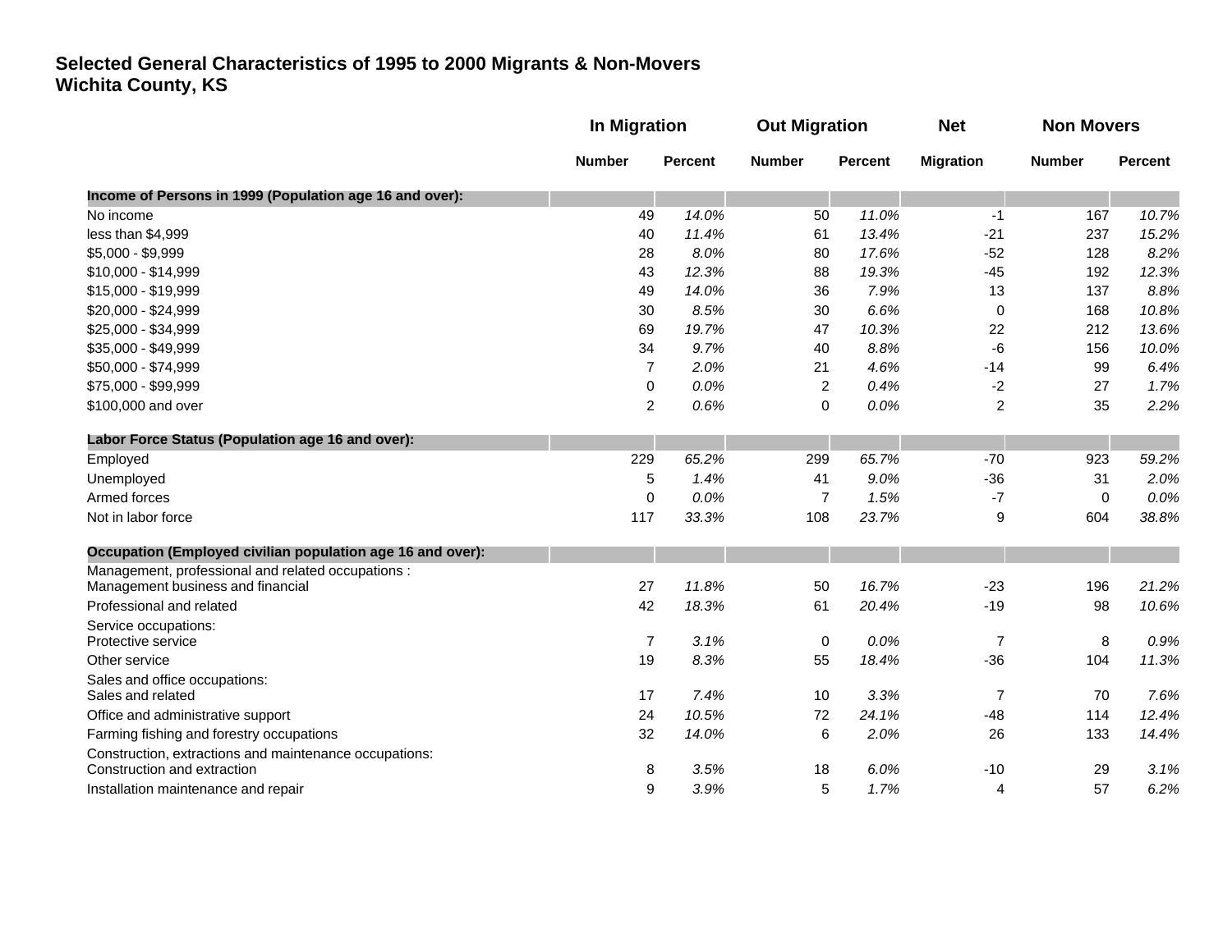**Selected General Characteristics of 1995 to 2000 Migrants & Non-Movers**
**Wichita County, KS**

| | In Migration | | Out Migration | | Net | Non Movers | |
|---|---|---|---|---|---|---|---|
| | Number | Percent | Number | Percent | Migration | Number | Percent |
| **Income of Persons in 1999 (Population age 16 and over):** | | | | | | | |
| No income | 49 | *14.0%* | 50 | *11.0%* | -1 | 167 | *10.7%* |
| less than $4,999 | 40 | *11.4%* | 61 | *13.4%* | -21 | 237 | *15.2%* |
| $5,000 - $9,999 | 28 | *8.0%* | 80 | *17.6%* | -52 | 128 | *8.2%* |
| $10,000 - $14,999 | 43 | *12.3%* | 88 | *19.3%* | -45 | 192 | *12.3%* |
| $15,000 - $19,999 | 49 | *14.0%* | 36 | *7.9%* | 13 | 137 | *8.8%* |
| $20,000 - $24,999 | 30 | *8.5%* | 30 | *6.6%* | 0 | 168 | *10.8%* |
| $25,000 - $34,999 | 69 | *19.7%* | 47 | *10.3%* | 22 | 212 | *13.6%* |
| $35,000 - $49,999 | 34 | *9.7%* | 40 | *8.8%* | -6 | 156 | *10.0%* |
| $50,000 - $74,999 | 7 | *2.0%* | 21 | *4.6%* | -14 | 99 | *6.4%* |
| $75,000 - $99,999 | 0 | *0.0%* | 2 | *0.4%* | -2 | 27 | *1.7%* |
| $100,000 and over | 2 | *0.6%* | 0 | *0.0%* | 2 | 35 | *2.2%* |
| **Labor Force Status (Population age 16 and over):** | | | | | | | |
| Employed | 229 | *65.2%* | 299 | *65.7%* | -70 | 923 | *59.2%* |
| Unemployed | 5 | *1.4%* | 41 | *9.0%* | -36 | 31 | *2.0%* |
| Armed forces | 0 | *0.0%* | 7 | *1.5%* | -7 | 0 | *0.0%* |
| Not in labor force | 117 | *33.3%* | 108 | *23.7%* | 9 | 604 | *38.8%* |
| **Occupation (Employed civilian population age 16 and over):** | | | | | | | |
| Management, professional and related occupations : Management business and financial | 27 | *11.8%* | 50 | *16.7%* | -23 | 196 | *21.2%* |
| Professional and related | 42 | *18.3%* | 61 | *20.4%* | -19 | 98 | *10.6%* |
| Service occupations: Protective service | 7 | *3.1%* | 0 | *0.0%* | 7 | 8 | *0.9%* |
| Other service | 19 | *8.3%* | 55 | *18.4%* | -36 | 104 | *11.3%* |
| Sales and office occupations: Sales and related | 17 | *7.4%* | 10 | *3.3%* | 7 | 70 | *7.6%* |
| Office and administrative support | 24 | *10.5%* | 72 | *24.1%* | -48 | 114 | *12.4%* |
| Farming fishing and forestry occupations | 32 | *14.0%* | 6 | *2.0%* | 26 | 133 | *14.4%* |
| Construction, extractions and maintenance occupations: Construction and extraction | 8 | *3.5%* | 18 | *6.0%* | -10 | 29 | *3.1%* |
| Installation maintenance and repair | 9 | *3.9%* | 5 | *1.7%* | 4 | 57 | *6.2%* |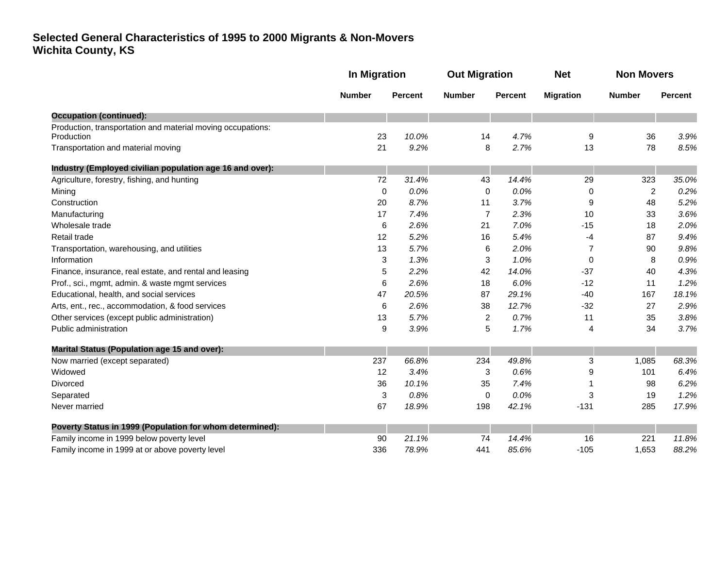# Selected General Characteristics of 1995 to 2000 Migrants & Non-Movers
## Wichita County, KS

| | In Migration | | Out Migration | | Net | Non Movers | |
|---|---|---|---|---|---|---|---|
| | Number | Percent | Number | Percent | Migration | Number | Percent |
| **Occupation (continued):** | | | | | | | |
| Production, transportation and material moving occupations: | | | | | | | |
| Production | 23 | *10.0%* | 14 | *4.7%* | 9 | 36 | *3.9%* |
| Transportation and material moving | 21 | *9.2%* | 8 | *2.7%* | 13 | 78 | *8.5%* |
| **Industry (Employed civilian population age 16 and over):** | | | | | | | |
| Agriculture, forestry, fishing, and hunting | 72 | *31.4%* | 43 | *14.4%* | 29 | 323 | *35.0%* |
| Mining | 0 | *0.0%* | 0 | *0.0%* | 0 | 2 | *0.2%* |
| Construction | 20 | *8.7%* | 11 | *3.7%* | 9 | 48 | *5.2%* |
| Manufacturing | 17 | *7.4%* | 7 | *2.3%* | 10 | 33 | *3.6%* |
| Wholesale trade | 6 | *2.6%* | 21 | *7.0%* | -15 | 18 | *2.0%* |
| Retail trade | 12 | *5.2%* | 16 | *5.4%* | -4 | 87 | *9.4%* |
| Transportation, warehousing, and utilities | 13 | *5.7%* | 6 | *2.0%* | 7 | 90 | *9.8%* |
| Information | 3 | *1.3%* | 3 | *1.0%* | 0 | 8 | *0.9%* |
| Finance, insurance, real estate, and rental and leasing | 5 | *2.2%* | 42 | *14.0%* | -37 | 40 | *4.3%* |
| Prof., sci., mgmt, admin. & waste mgmt services | 6 | *2.6%* | 18 | *6.0%* | -12 | 11 | *1.2%* |
| Educational, health, and social services | 47 | *20.5%* | 87 | *29.1%* | -40 | 167 | *18.1%* |
| Arts, ent., rec., accommodation, & food services | 6 | *2.6%* | 38 | *12.7%* | -32 | 27 | *2.9%* |
| Other services (except public administration) | 13 | *5.7%* | 2 | *0.7%* | 11 | 35 | *3.8%* |
| Public administration | 9 | *3.9%* | 5 | *1.7%* | 4 | 34 | *3.7%* |
| **Marital Status (Population age 15 and over):** | | | | | | | |
| Now married (except separated) | 237 | *66.8%* | 234 | *49.8%* | 3 | 1,085 | *68.3%* |
| Widowed | 12 | *3.4%* | 3 | *0.6%* | 9 | 101 | *6.4%* |
| Divorced | 36 | *10.1%* | 35 | *7.4%* | 1 | 98 | *6.2%* |
| Separated | 3 | *0.8%* | 0 | *0.0%* | 3 | 19 | *1.2%* |
| Never married | 67 | *18.9%* | 198 | *42.1%* | -131 | 285 | *17.9%* |
| **Poverty Status in 1999 (Population for whom determined):** | | | | | | | |
| Family income in 1999 below poverty level | 90 | *21.1%* | 74 | *14.4%* | 16 | 221 | *11.8%* |
| Family income in 1999 at or above poverty level | 336 | *78.9%* | 441 | *85.6%* | -105 | 1,653 | *88.2%* |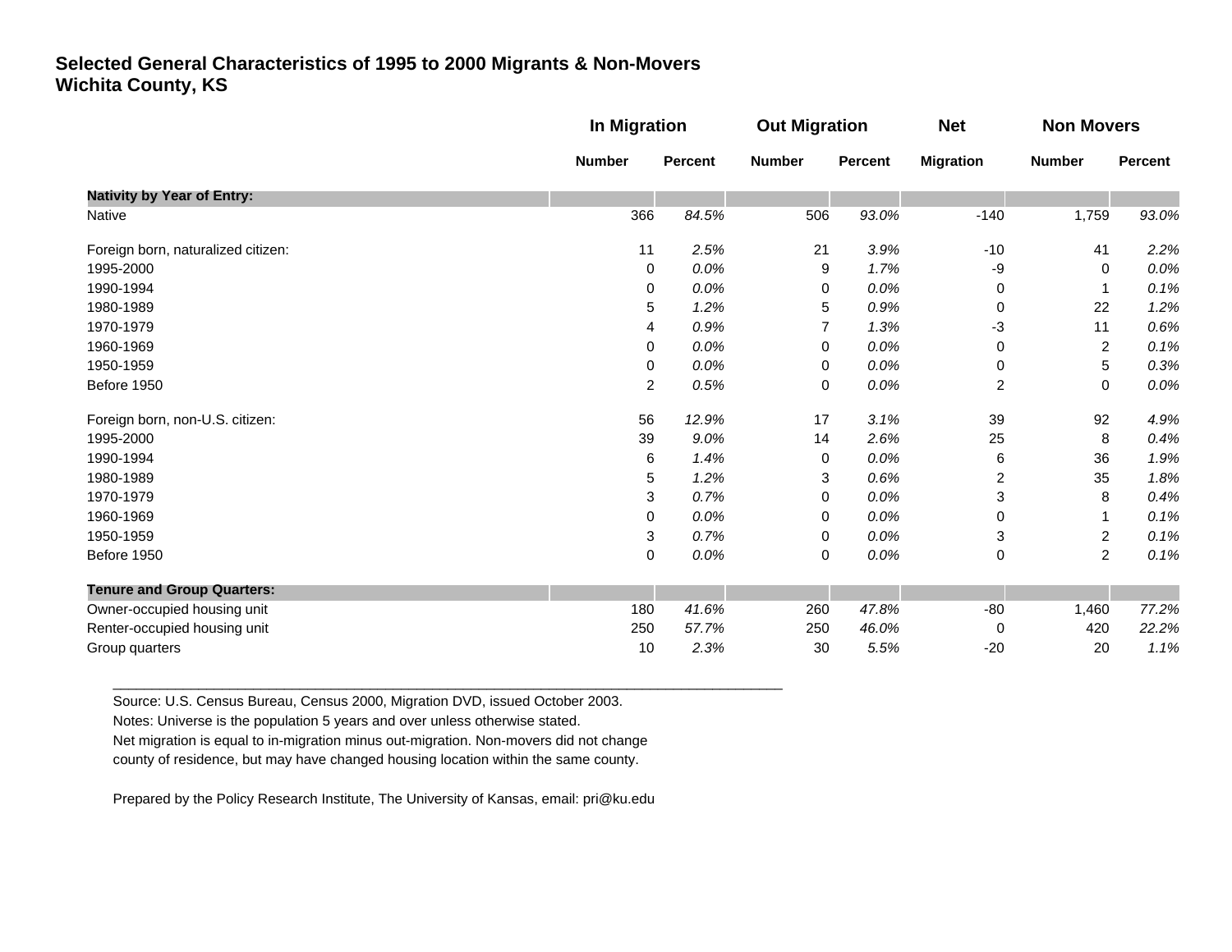# Selected General Characteristics of 1995 to 2000 Migrants & Non-Movers
# Wichita County, KS

| | In Migration | | Out Migration | | Net | Non Movers | |
|---|---|---|---|---|---|---|---|
| | Number | Percent | Number | Percent | Migration | Number | Percent |
| **Nativity by Year of Entry:** | | | | | | | |
| Native | 366 | *84.5%* | 506 | *93.0%* | -140 | 1,759 | *93.0%* |
| Foreign born, naturalized citizen: | 11 | *2.5%* | 21 | *3.9%* | -10 | 41 | *2.2%* |
| 1995-2000 | 0 | *0.0%* | 9 | *1.7%* | -9 | 0 | *0.0%* |
| 1990-1994 | 0 | *0.0%* | 0 | *0.0%* | 0 | 1 | *0.1%* |
| 1980-1989 | 5 | *1.2%* | 5 | *0.9%* | 0 | 22 | *1.2%* |
| 1970-1979 | 4 | *0.9%* | 7 | *1.3%* | -3 | 11 | *0.6%* |
| 1960-1969 | 0 | *0.0%* | 0 | *0.0%* | 0 | 2 | *0.1%* |
| 1950-1959 | 0 | *0.0%* | 0 | *0.0%* | 0 | 5 | *0.3%* |
| Before 1950 | 2 | *0.5%* | 0 | *0.0%* | 2 | 0 | *0.0%* |
| Foreign born, non-U.S. citizen: | 56 | *12.9%* | 17 | *3.1%* | 39 | 92 | *4.9%* |
| 1995-2000 | 39 | *9.0%* | 14 | *2.6%* | 25 | 8 | *0.4%* |
| 1990-1994 | 6 | *1.4%* | 0 | *0.0%* | 6 | 36 | *1.9%* |
| 1980-1989 | 5 | *1.2%* | 3 | *0.6%* | 2 | 35 | *1.8%* |
| 1970-1979 | 3 | *0.7%* | 0 | *0.0%* | 3 | 8 | *0.4%* |
| 1960-1969 | 0 | *0.0%* | 0 | *0.0%* | 0 | 1 | *0.1%* |
| 1950-1959 | 3 | *0.7%* | 0 | *0.0%* | 3 | 2 | *0.1%* |
| Before 1950 | 0 | *0.0%* | 0 | *0.0%* | 0 | 2 | *0.1%* |
| **Tenure and Group Quarters:** | | | | | | | |
| Owner-occupied housing unit | 180 | *41.6%* | 260 | *47.8%* | -80 | 1,460 | *77.2%* |
| Renter-occupied housing unit | 250 | *57.7%* | 250 | *46.0%* | 0 | 420 | *22.2%* |
| Group quarters | 10 | *2.3%* | 30 | *5.5%* | -20 | 20 | *1.1%* |

Source: U.S. Census Bureau, Census 2000, Migration DVD, issued October 2003.
Notes: Universe is the population 5 years and over unless otherwise stated.
Net migration is equal to in-migration minus out-migration. Non-movers did not change county of residence, but may have changed housing location within the same county.

Prepared by the Policy Research Institute, The University of Kansas, email: pri@ku.edu